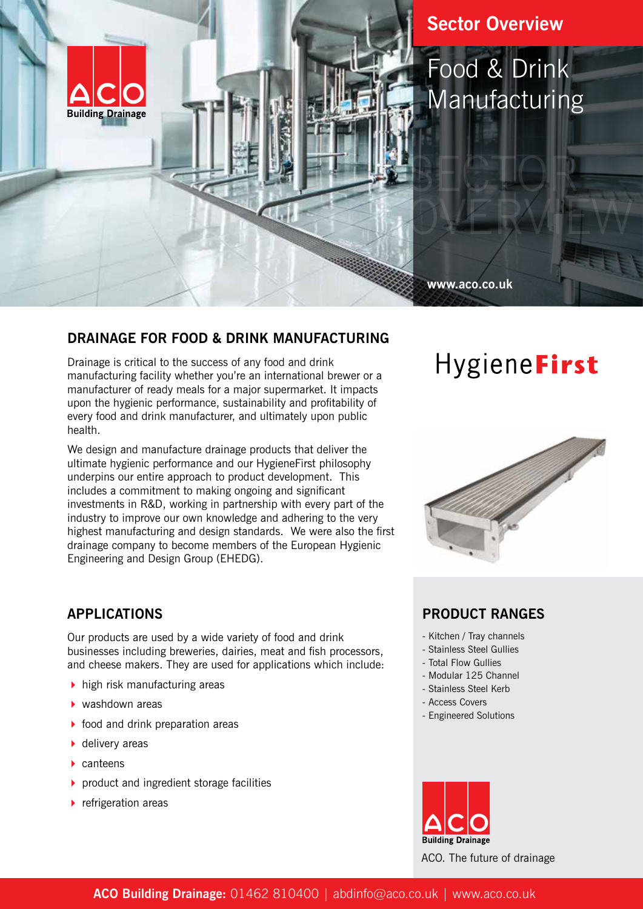**Sector Overview**

# Food & Drink Manufacturing

www.aco.co.uk

## DRAINAGE FOR FOOD & DRINK MANUFACTURING

Drainage is critical to the success of any food and drink manufacturing facility whether you're an international brewer or a manufacturer of ready meals for a major supermarket. It impacts upon the hygienic performance, sustainability and profitability of every food and drink manufacturer, and ultimately upon public health.

We design and manufacture drainage products that deliver the ultimate hygienic performance and our HygieneFirst philosophy underpins our entire approach to product development. This includes a commitment to making ongoing and significant investments in R&D, working in partnership with every part of the industry to improve our own knowledge and adhering to the very highest manufacturing and design standards. We were also the first drainage company to become members of the European Hygienic Engineering and Design Group (EHEDG).

HygieneFirst

## APPLICATIONS

Our products are used by a wide variety of food and drink businesses including breweries, dairies, meat and fish processors, and cheese makers. They are used for applications which include:

- high risk manufacturing areas
- washdown areas
- food and drink preparation areas
- delivery areas
- canteens
- product and ingredient storage facilities
- refrigeration areas

## PRODUCT RANGES

- Kitchen / Tray channels
- Stainless Steel Gullies
- Total Flow Gullies
- Modular 125 Channel
- Stainless Steel Kerb
- Access Covers
- Engineered Solutions

ACO Building Drainage

ACO. The future of drainage

**ACO Building Drainage:** 01462 810400 | abdinfo@aco.co.uk | www.aco.co.uk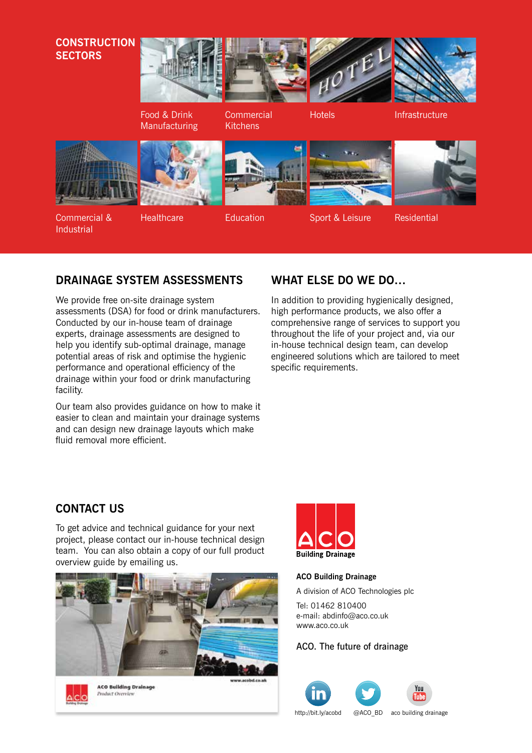## CONSTRUCTION SECTORS

- Food & Drink Manufacturing
- Commercial Kitchens
- Hotels
- Infrastructure
- Commercial & Industrial
- Healthcare
- Education
- Sport & Leisure
- Residential

## DRAINAGE SYSTEM ASSESSMENTS

We provide free on-site drainage system assessments (DSA) for food or drink manufacturers. Conducted by our in-house team of drainage experts, drainage assessments are designed to help you identify sub-optimal drainage, manage potential areas of risk and optimise the hygienic performance and operational efficiency of the drainage within your food or drink manufacturing facility.

Our team also provides guidance on how to make it easier to clean and maintain your drainage systems and can design new drainage layouts which make fluid removal more efficient.

## WHAT ELSE DO WE DO...

In addition to providing hygienically designed, high performance products, we also offer a comprehensive range of services to support you throughout the life of your project and, via our in-house technical design team, can develop engineered solutions which are tailored to meet specific requirements.

## CONTACT US

To get advice and technical guidance for your next project, please contact our in-house technical design team. You can also obtain a copy of our full product overview guide by emailing us.

ACO Building Drainage

**ACO Building Drainage**

A division of ACO Technologies plc

Tel: 01462 810400
e-mail: abdinfo@aco.co.uk
www.aco.co.uk

ACO. The future of drainage

http://bit.ly/acobd @ACO_BD aco building drainage